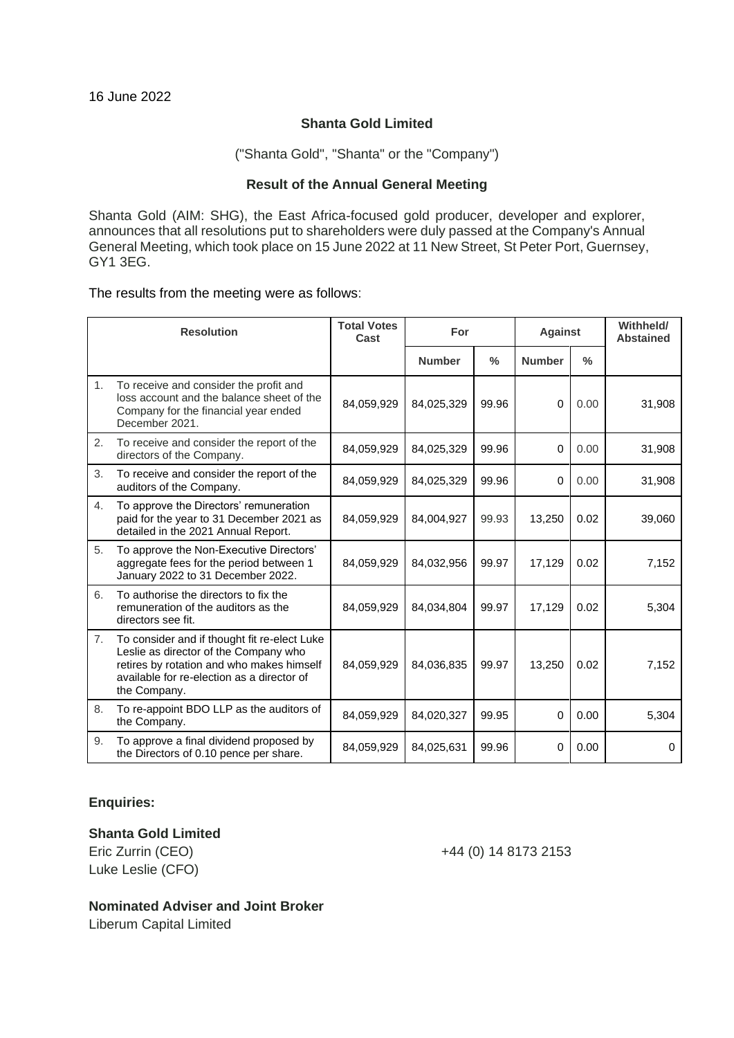16 June 2022

**Shanta Gold Limited**

("Shanta Gold", "Shanta" or the "Company")

**Result of the Annual General Meeting**

Shanta Gold (AIM: SHG), the East Africa-focused gold producer, developer and explorer, announces that all resolutions put to shareholders were duly passed at the Company's Annual General Meeting, which took place on 15 June 2022 at 11 New Street, St Peter Port, Guernsey, GY1 3EG.

The results from the meeting were as follows:

| Resolution | Total Votes Cast | For | | Against | | Withheld/ Abstained |
|---|---|---|---|---|---|---|
| | | Number | % | Number | % | |
| 1. To receive and consider the profit and loss account and the balance sheet of the Company for the financial year ended December 2021. | 84,059,929 | 84,025,329 | 99.96 | 0 | 0.00 | 31,908 |
| 2. To receive and consider the report of the directors of the Company. | 84,059,929 | 84,025,329 | 99.96 | 0 | 0.00 | 31,908 |
| 3. To receive and consider the report of the auditors of the Company. | 84,059,929 | 84,025,329 | 99.96 | 0 | 0.00 | 31,908 |
| 4. To approve the Directors' remuneration paid for the year to 31 December 2021 as detailed in the 2021 Annual Report. | 84,059,929 | 84,004,927 | 99.93 | 13,250 | 0.02 | 39,060 |
| 5. To approve the Non-Executive Directors' aggregate fees for the period between 1 January 2022 to 31 December 2022. | 84,059,929 | 84,032,956 | 99.97 | 17,129 | 0.02 | 7,152 |
| 6. To authorise the directors to fix the remuneration of the auditors as the directors see fit. | 84,059,929 | 84,034,804 | 99.97 | 17,129 | 0.02 | 5,304 |
| 7. To consider and if thought fit re-elect Luke Leslie as director of the Company who retires by rotation and who makes himself available for re-election as a director of the Company. | 84,059,929 | 84,036,835 | 99.97 | 13,250 | 0.02 | 7,152 |
| 8. To re-appoint BDO LLP as the auditors of the Company. | 84,059,929 | 84,020,327 | 99.95 | 0 | 0.00 | 5,304 |
| 9. To approve a final dividend proposed by the Directors of 0.10 pence per share. | 84,059,929 | 84,025,631 | 99.96 | 0 | 0.00 | 0 |

**Enquiries:**

**Shanta Gold Limited**
Eric Zurrin (CEO) +44 (0) 14 8173 2153
Luke Leslie (CFO)

**Nominated Adviser and Joint Broker**
Liberum Capital Limited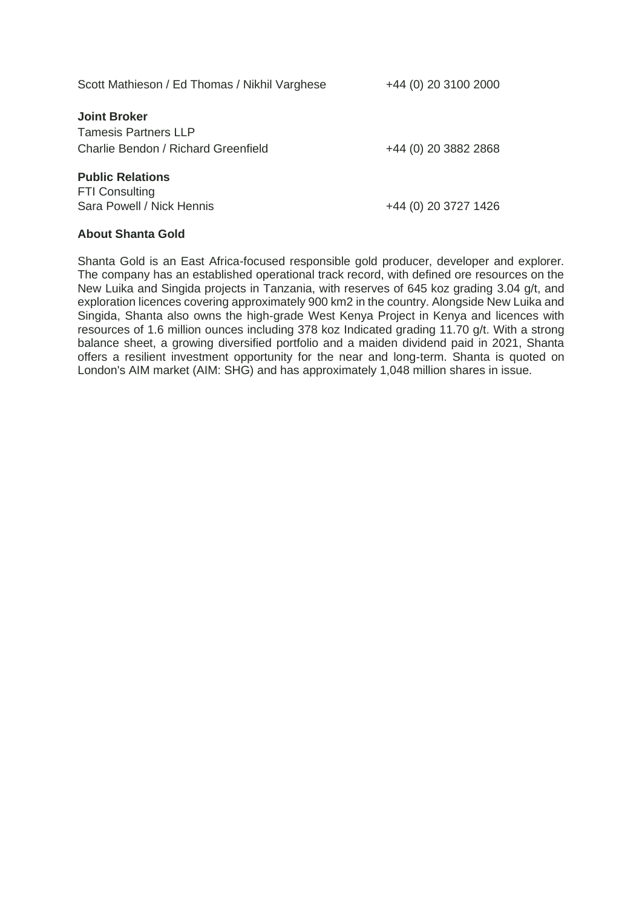Scott Mathieson / Ed Thomas / Nikhil Varghese +44 (0) 20 3100 2000

**Joint Broker**
Tamesis Partners LLP
Charlie Bendon / Richard Greenfield +44 (0) 20 3882 2868

**Public Relations**
FTI Consulting
Sara Powell / Nick Hennis +44 (0) 20 3727 1426

**About Shanta Gold**

Shanta Gold is an East Africa-focused responsible gold producer, developer and explorer. The company has an established operational track record, with defined ore resources on the New Luika and Singida projects in Tanzania, with reserves of 645 koz grading 3.04 g/t, and exploration licences covering approximately 900 km2 in the country. Alongside New Luika and Singida, Shanta also owns the high-grade West Kenya Project in Kenya and licences with resources of 1.6 million ounces including 378 koz Indicated grading 11.70 g/t. With a strong balance sheet, a growing diversified portfolio and a maiden dividend paid in 2021, Shanta offers a resilient investment opportunity for the near and long-term. Shanta is quoted on London's AIM market (AIM: SHG) and has approximately 1,048 million shares in issue.